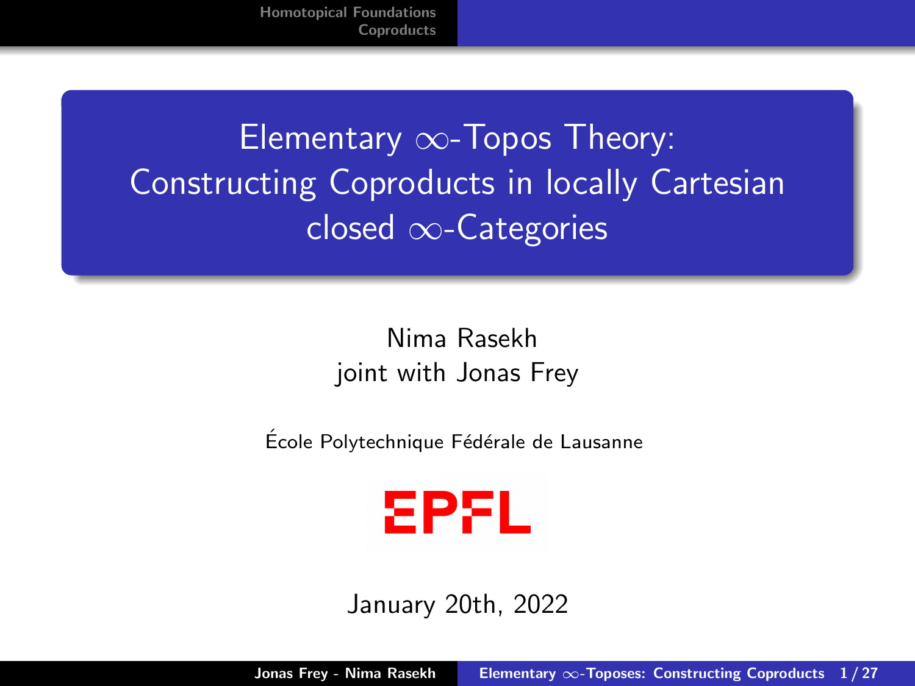# Elementary $\infty$-Topos Theory: Constructing Coproducts in locally Cartesian closed $\infty$-Categories

Nima Rasekh
joint with Jonas Frey

École Polytechnique Fédérale de Lausanne

EPFL

January 20th, 2022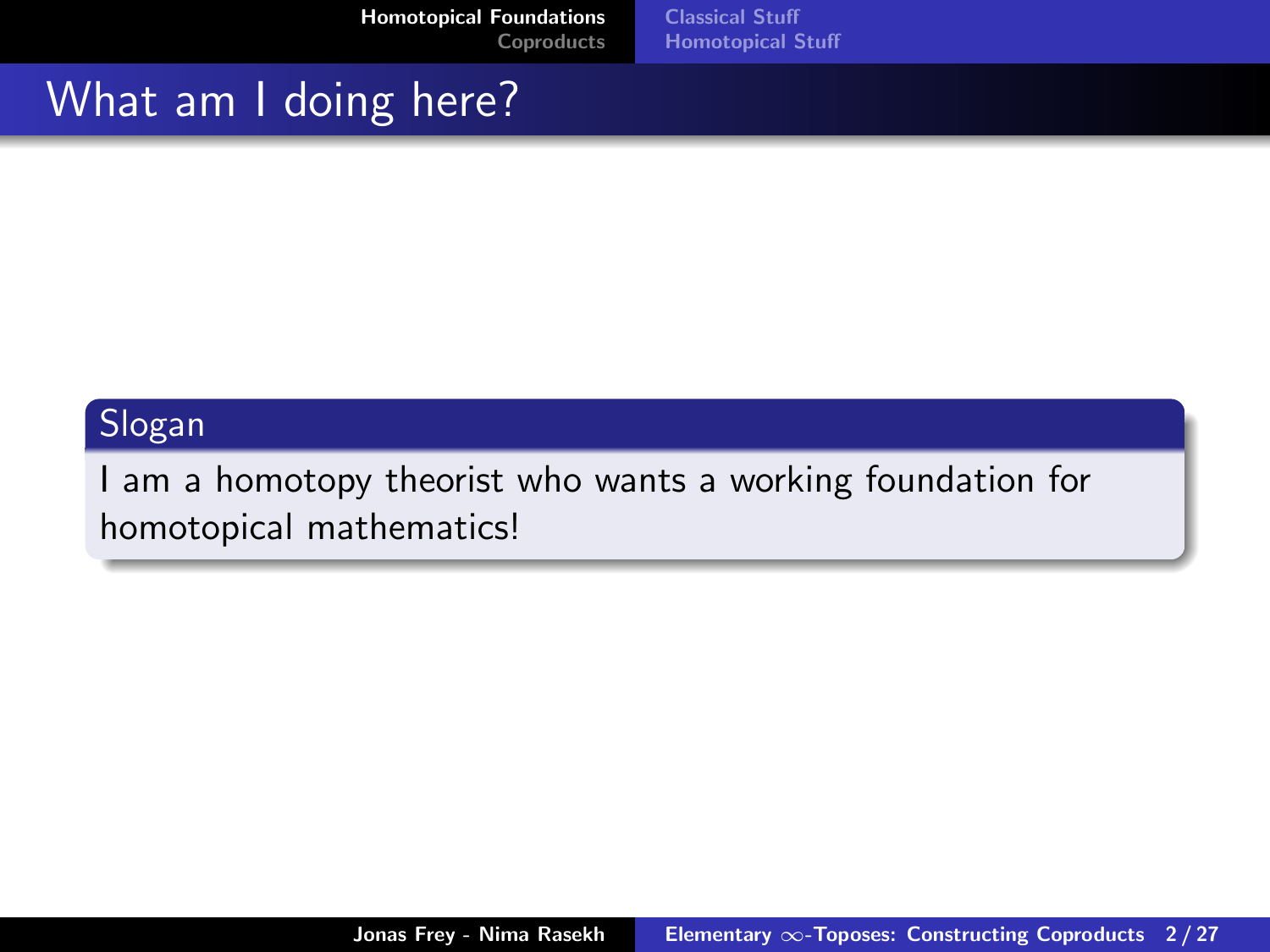# What am I doing here?

**Slogan**

I am a homotopy theorist who wants a working foundation for homotopical mathematics!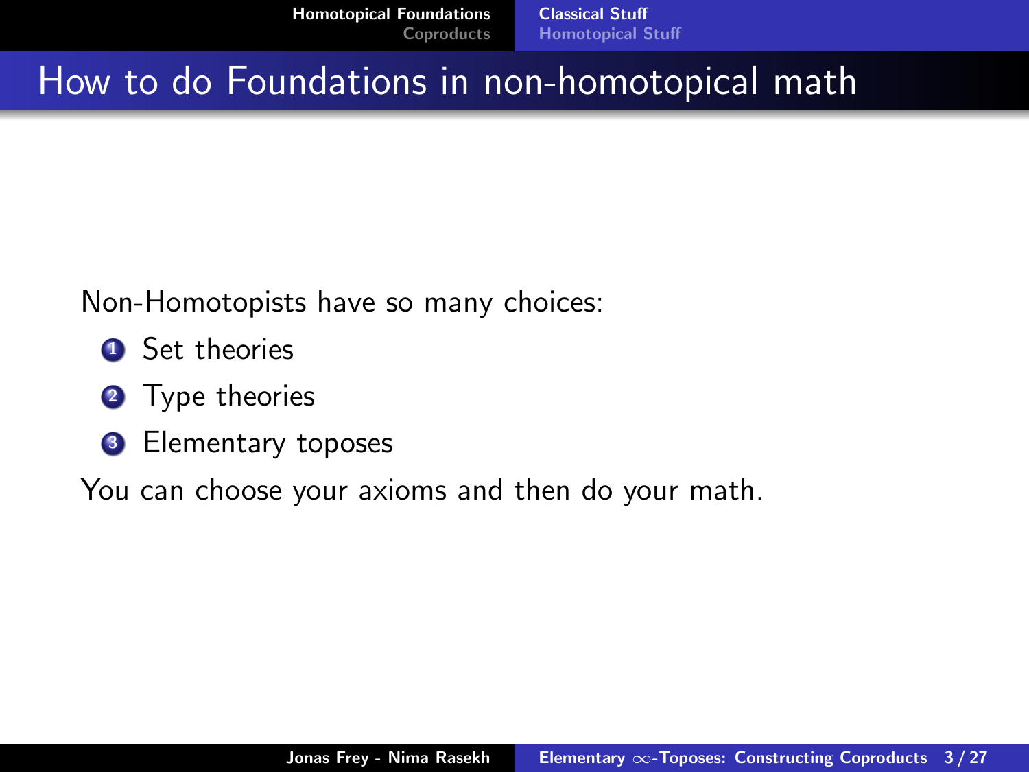# How to do Foundations in non-homotopical math

Non-Homotopists have so many choices:

1. Set theories
2. Type theories
3. Elementary toposes

You can choose your axioms and then do your math.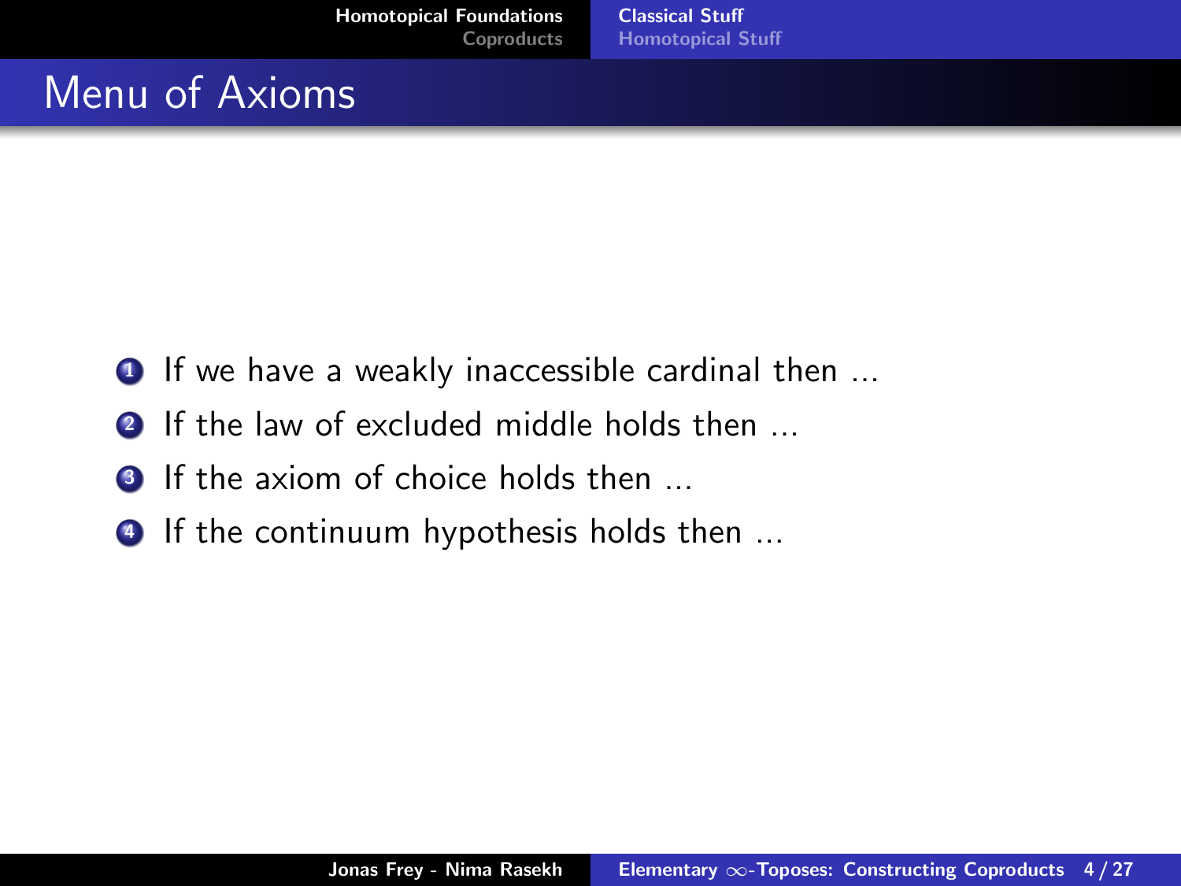# Menu of Axioms

1. If we have a weakly inaccessible cardinal then ...
2. If the law of excluded middle holds then ...
3. If the axiom of choice holds then ...
4. If the continuum hypothesis holds then ...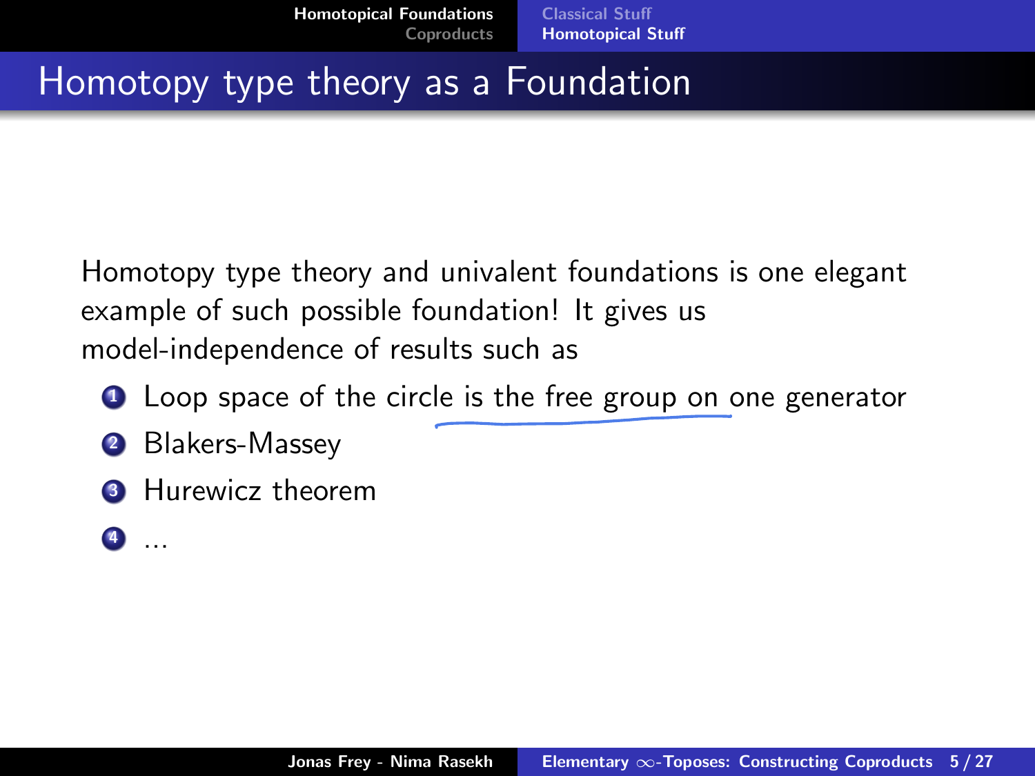# Homotopy type theory as a Foundation

Homotopy type theory and univalent foundations is one elegant example of such possible foundation! It gives us model-independence of results such as

1. Loop space of the circle is the free group on one generator
2. Blakers-Massey
3. Hurewicz theorem
4. ...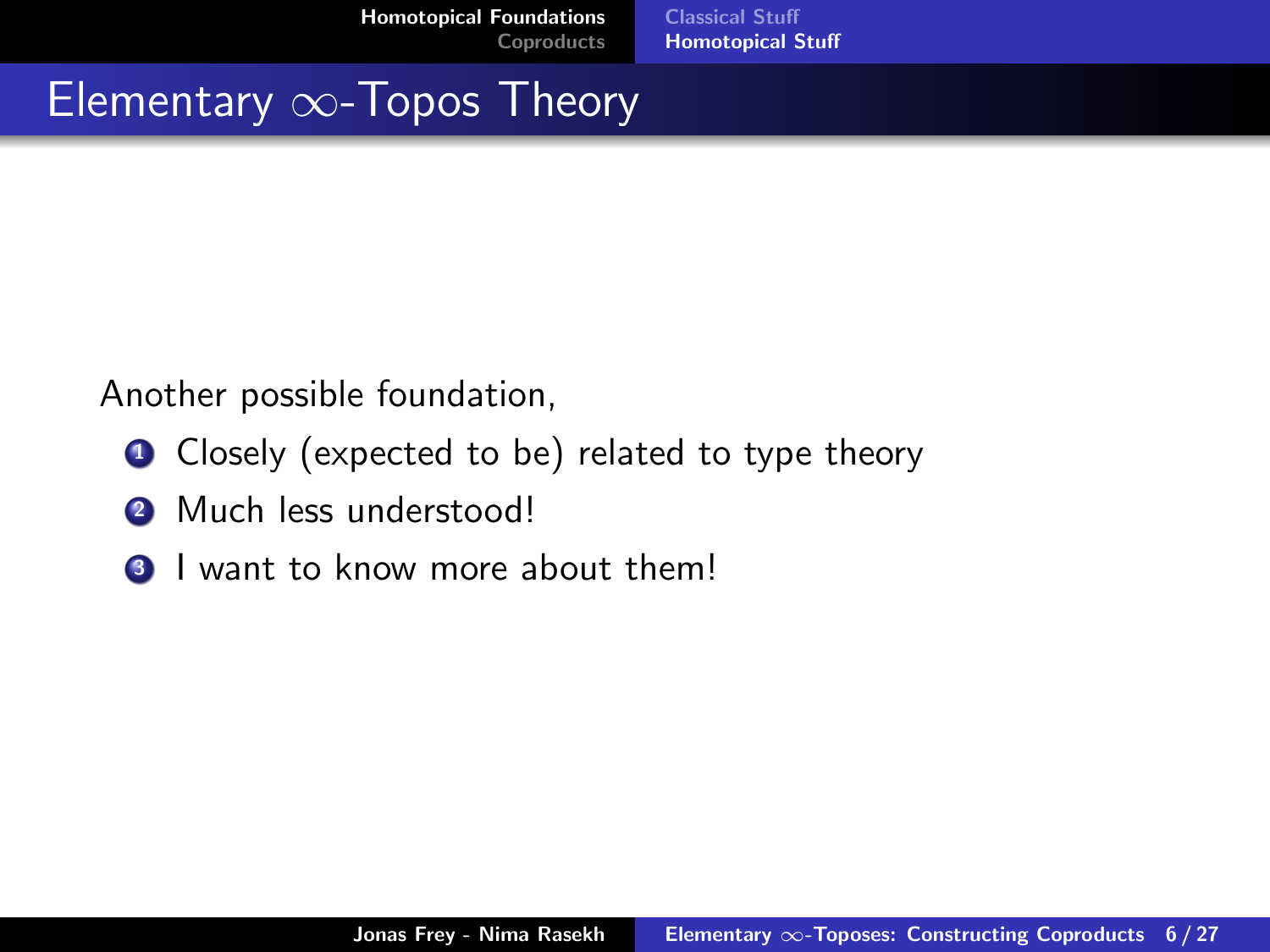# Elementary $\infty$-Topos Theory

Another possible foundation,

1. Closely (expected to be) related to type theory
2. Much less understood!
3. I want to know more about them!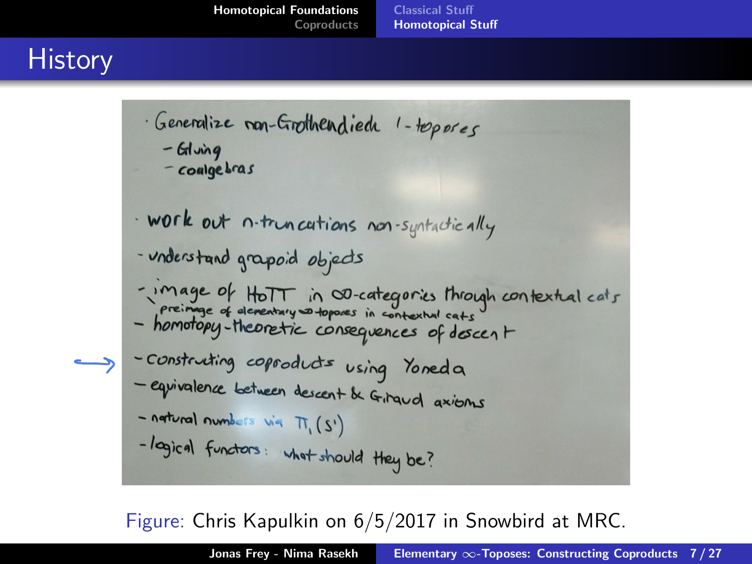# History

- Generalize non-Grothendieck 1-toposes
  - Gluing
  - coalgebras
- work out n-truncations non-syntactically
- understand groupoid objects
- image of HoTT in $\infty$-categories through contextual cats
  - preimage of elementary $\infty$-toposes in contextual cats
- homotopy-theoretic consequences of descent
- → constructing coproducts using Yoneda
- equivalence between descent & Giraud axioms
- natural numbers via $\pi_1(S^1)$
- logical functors: what should they be?

Figure: Chris Kapulkin on 6/5/2017 in Snowbird at MRC.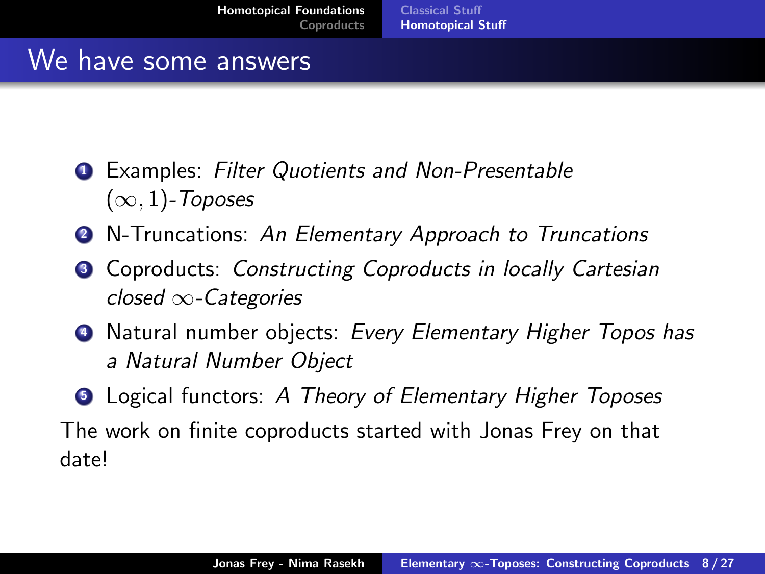# We have some answers

1. Examples: *Filter Quotients and Non-Presentable $(\infty,1)$-Toposes*
2. N-Truncations: *An Elementary Approach to Truncations*
3. Coproducts: *Constructing Coproducts in locally Cartesian closed $\infty$-Categories*
4. Natural number objects: *Every Elementary Higher Topos has a Natural Number Object*
5. Logical functors: *A Theory of Elementary Higher Toposes*

The work on finite coproducts started with Jonas Frey on that date!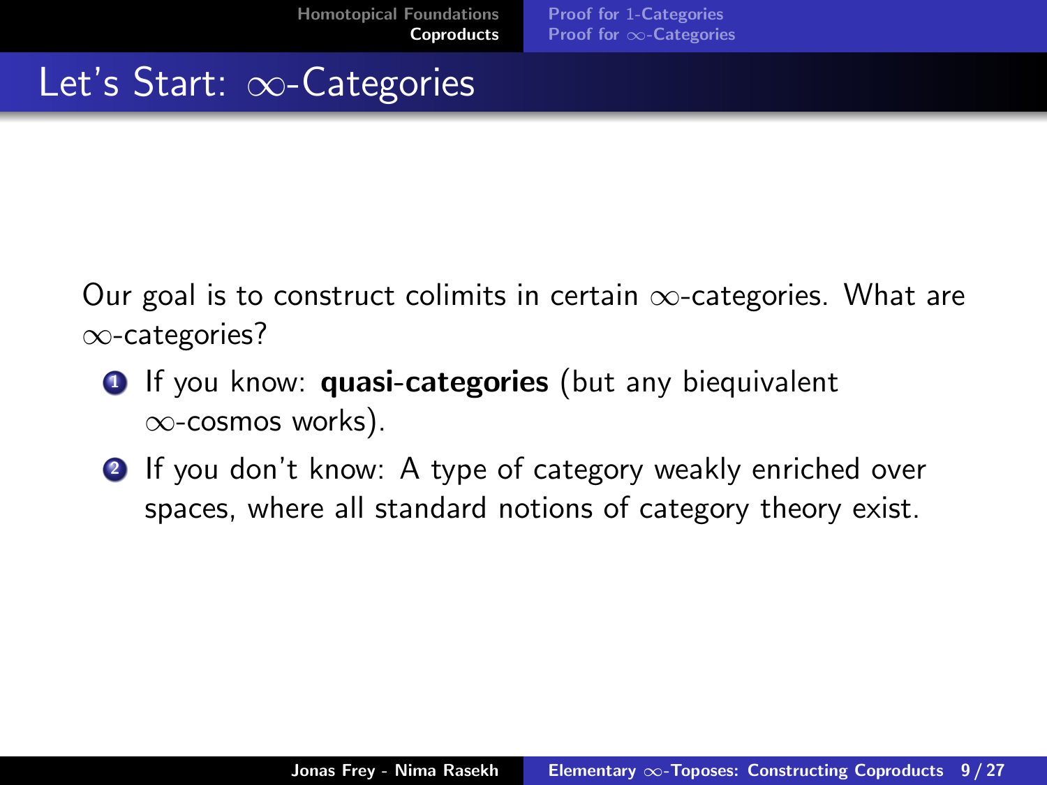# Let's Start: $\infty$-Categories

Our goal is to construct colimits in certain $\infty$-categories. What are $\infty$-categories?

1. If you know: **quasi-categories** (but any biequivalent $\infty$-cosmos works).
2. If you don't know: A type of category weakly enriched over spaces, where all standard notions of category theory exist.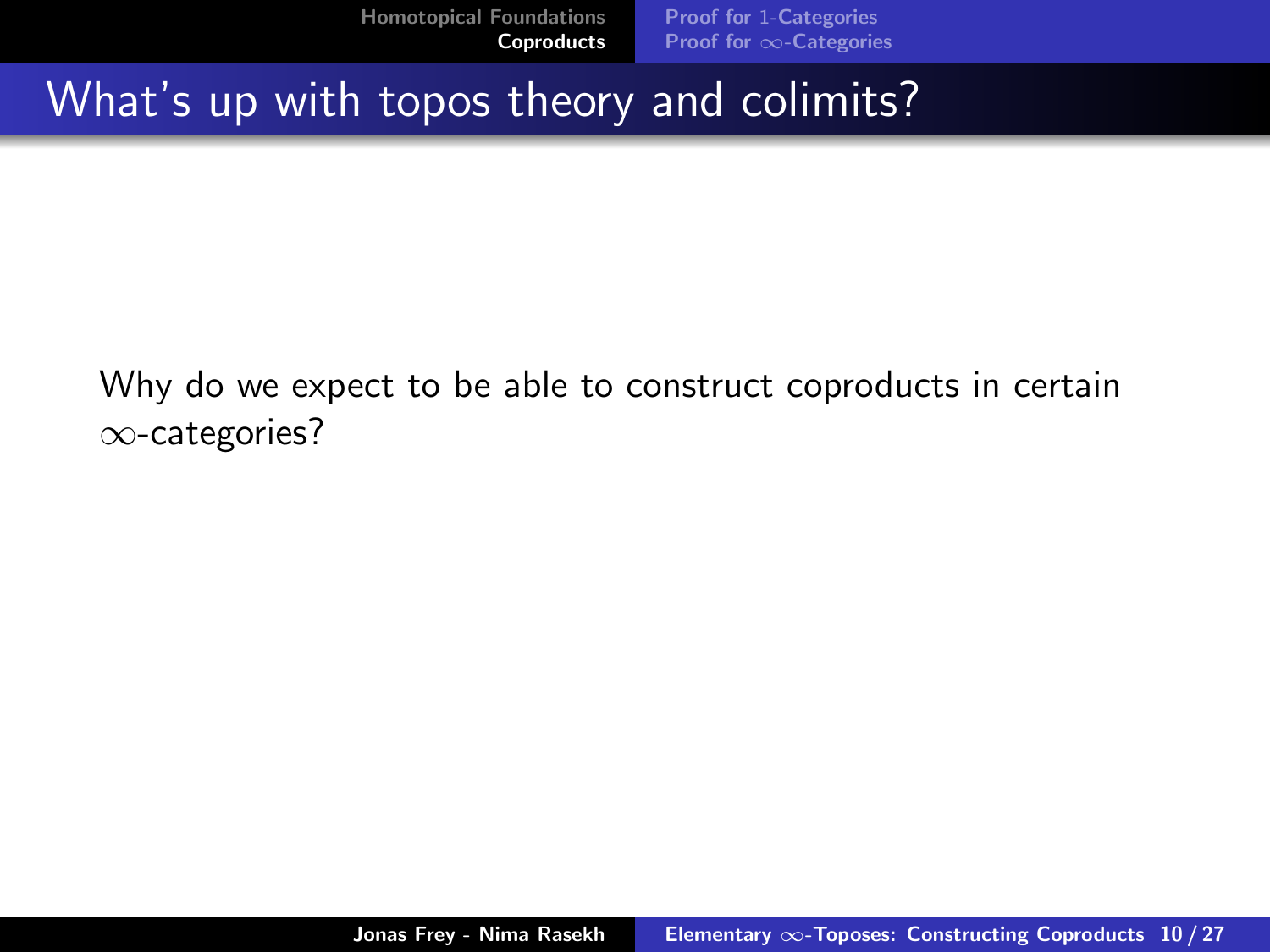# What's up with topos theory and colimits?

Why do we expect to be able to construct coproducts in certain $\infty$-categories?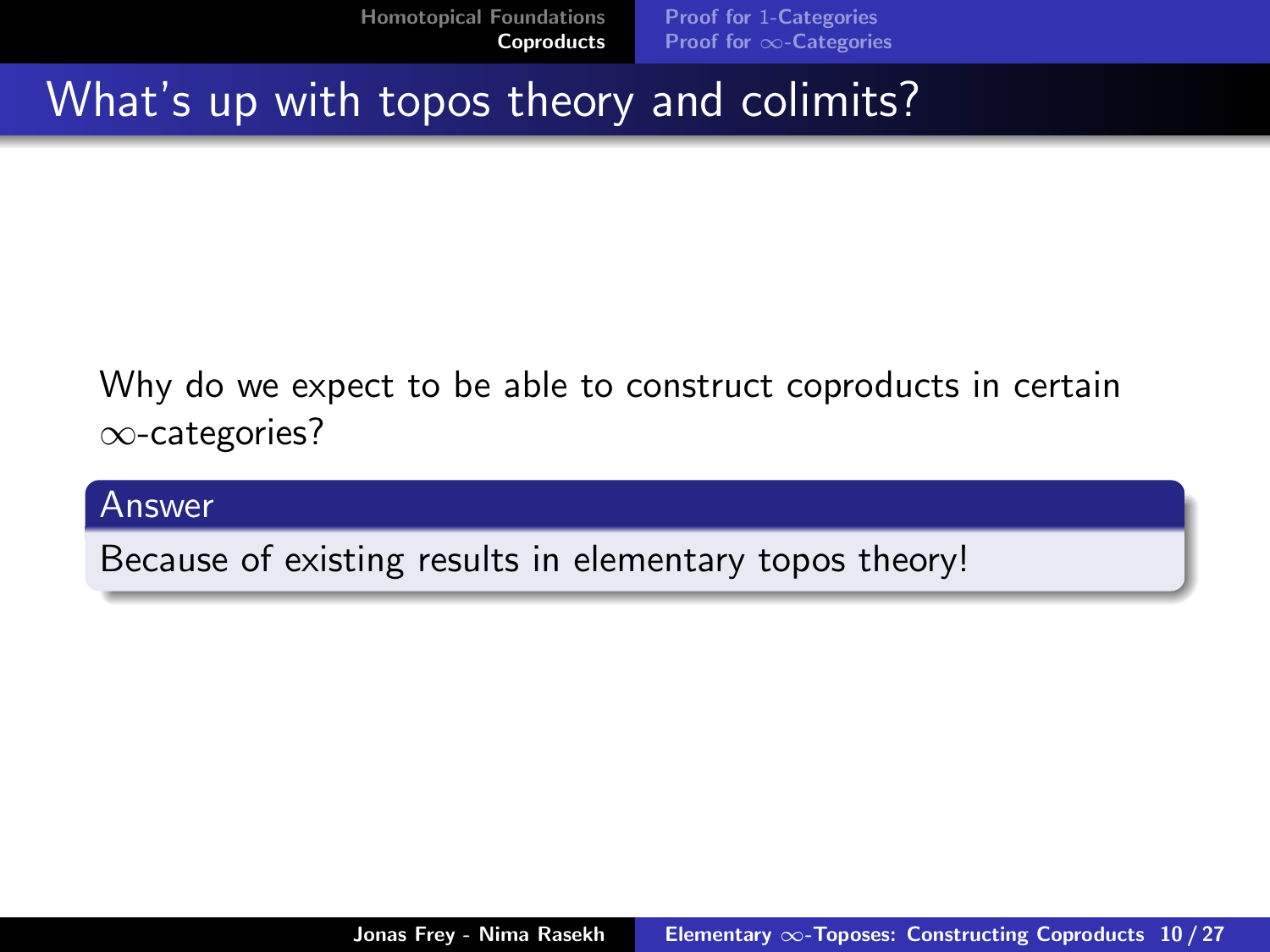# What's up with topos theory and colimits?

Why do we expect to be able to construct coproducts in certain $\infty$-categories?

**Answer**

Because of existing results in elementary topos theory!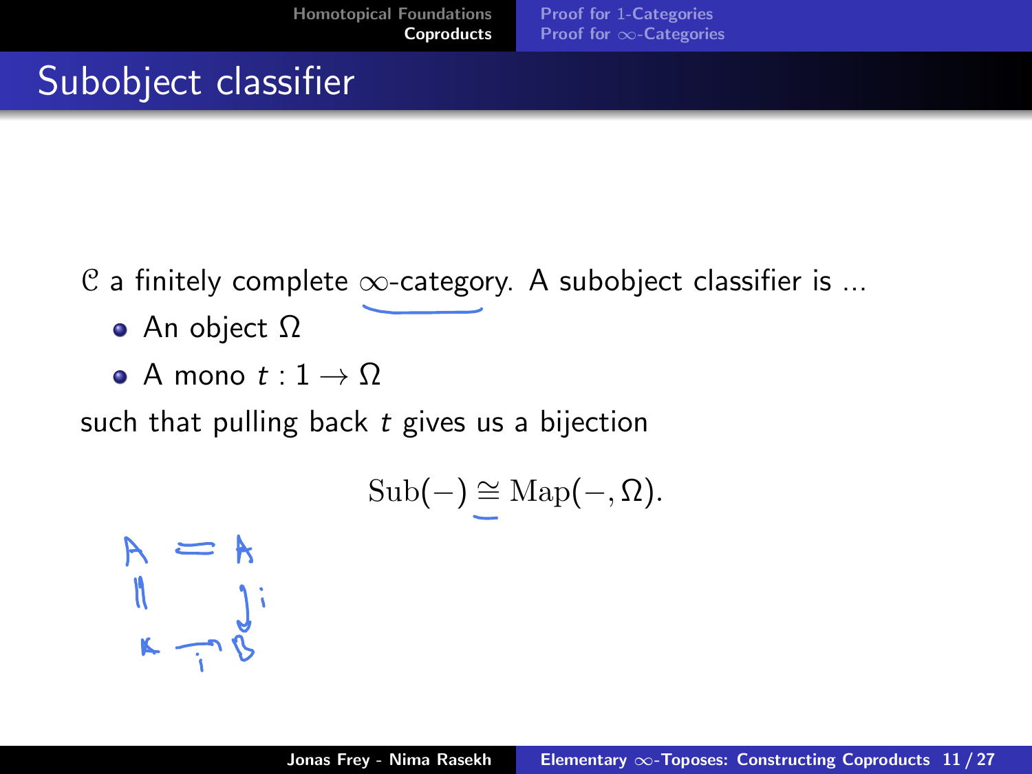# Subobject classifier

$\mathcal{C}$ a finitely complete $\infty$-category. A subobject classifier is ...

- An object $\Omega$
- A mono $t : 1 \to \Omega$

such that pulling back $t$ gives us a bijection

$$\mathrm{Sub}(-) \cong \mathrm{Map}(-, \Omega).$$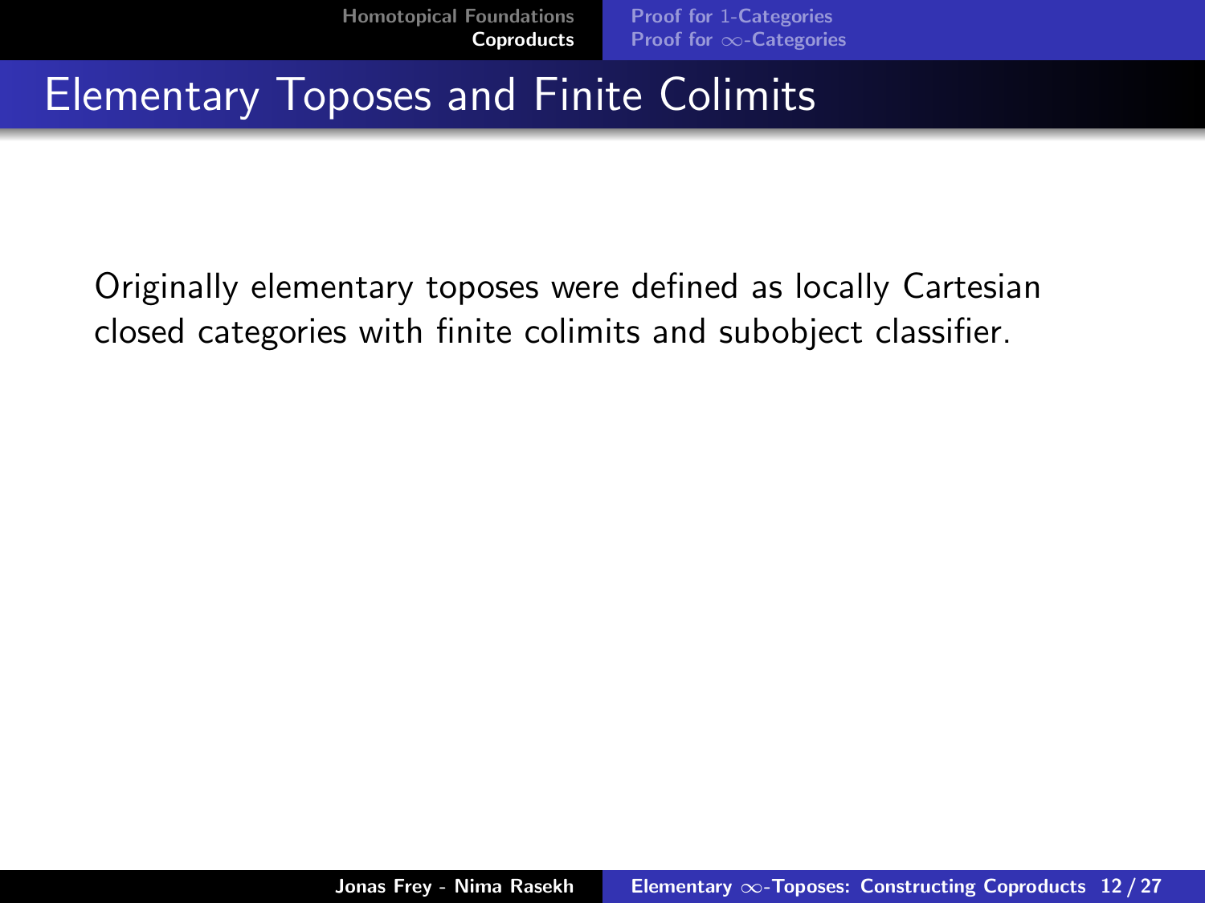# Elementary Toposes and Finite Colimits

Originally elementary toposes were defined as locally Cartesian closed categories with finite colimits and subobject classifier.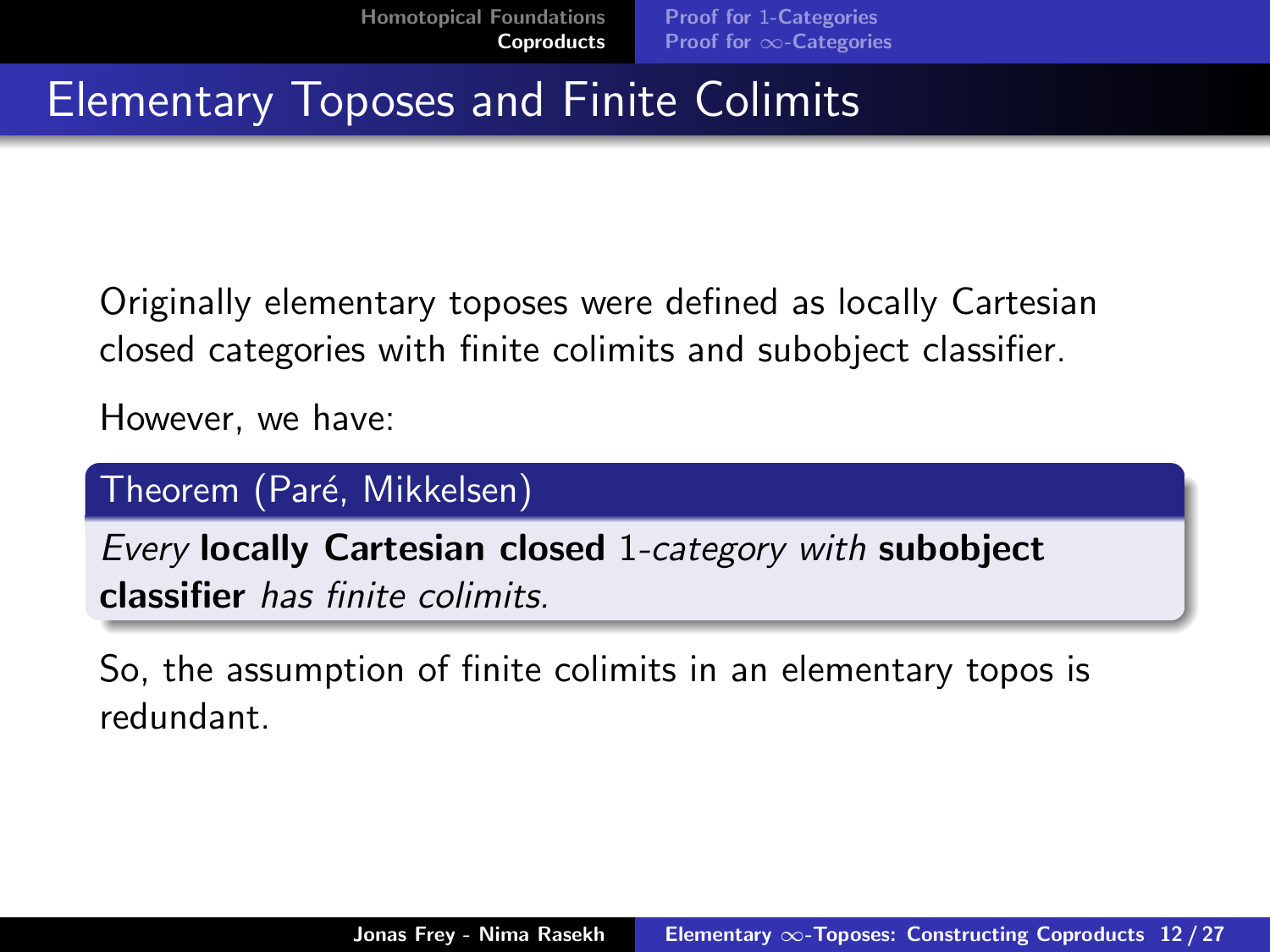# Elementary Toposes and Finite Colimits

Originally elementary toposes were defined as locally Cartesian closed categories with finite colimits and subobject classifier.

However, we have:

**Theorem (Paré, Mikkelsen)**

*Every* **locally Cartesian closed** $1$*-category with* **subobject classifier** *has finite colimits.*

So, the assumption of finite colimits in an elementary topos is redundant.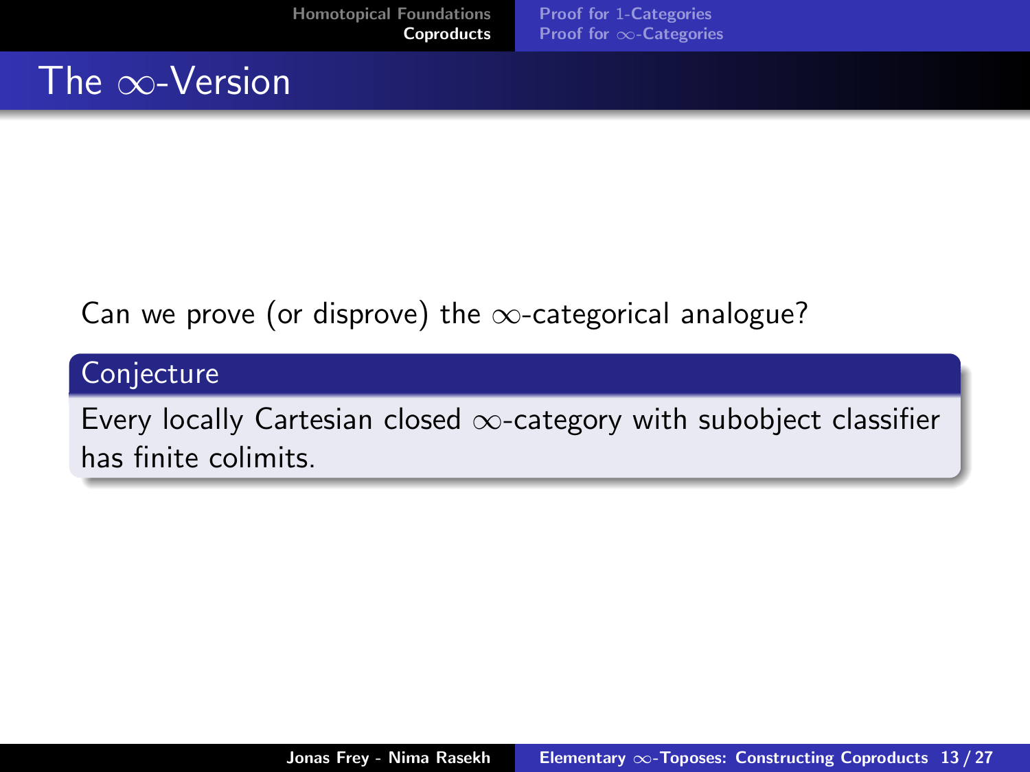# The $\infty$-Version

Can we prove (or disprove) the $\infty$-categorical analogue?

**Conjecture**

Every locally Cartesian closed $\infty$-category with subobject classifier has finite colimits.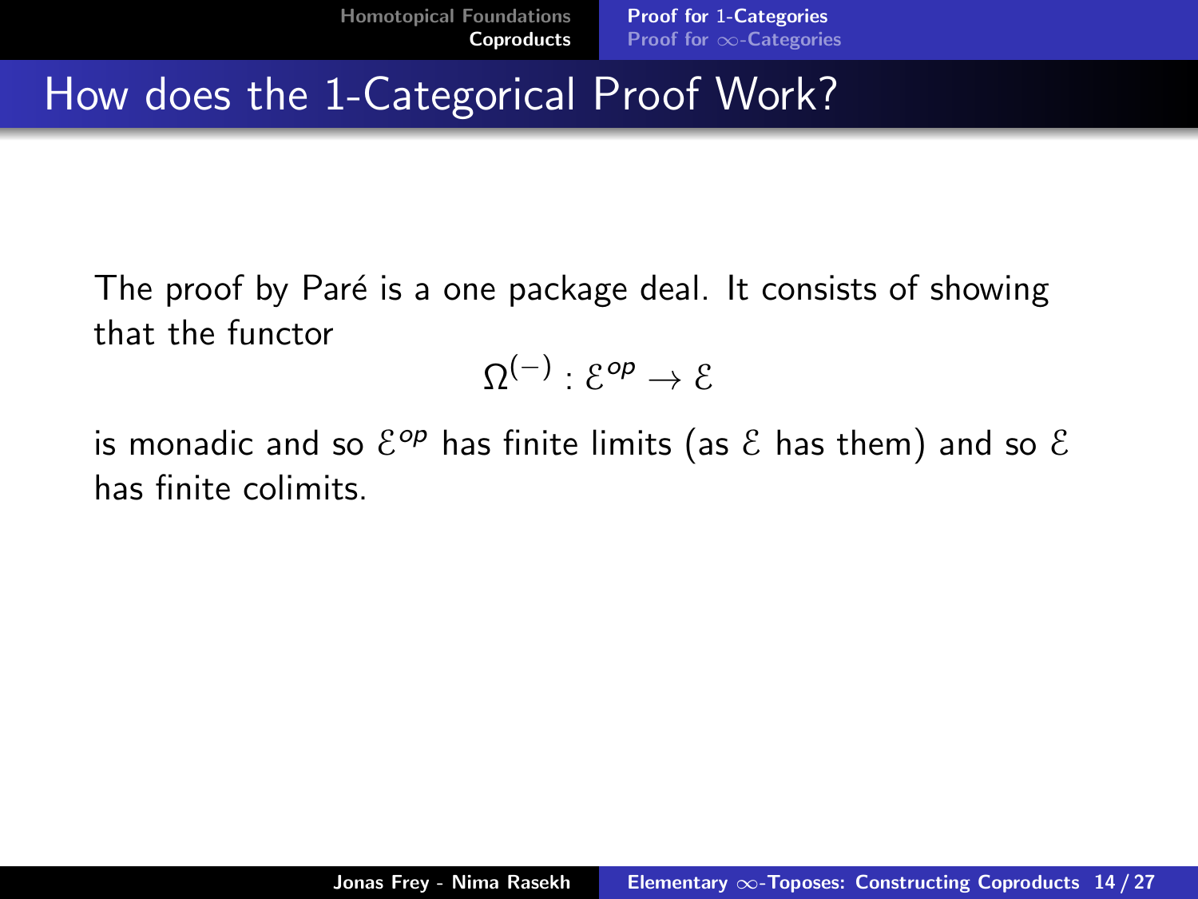# How does the 1-Categorical Proof Work?

The proof by Paré is a one package deal. It consists of showing that the functor

$$\Omega^{(-)} : \mathcal{E}^{op} \to \mathcal{E}$$

is monadic and so $\mathcal{E}^{op}$ has finite limits (as $\mathcal{E}$ has them) and so $\mathcal{E}$ has finite colimits.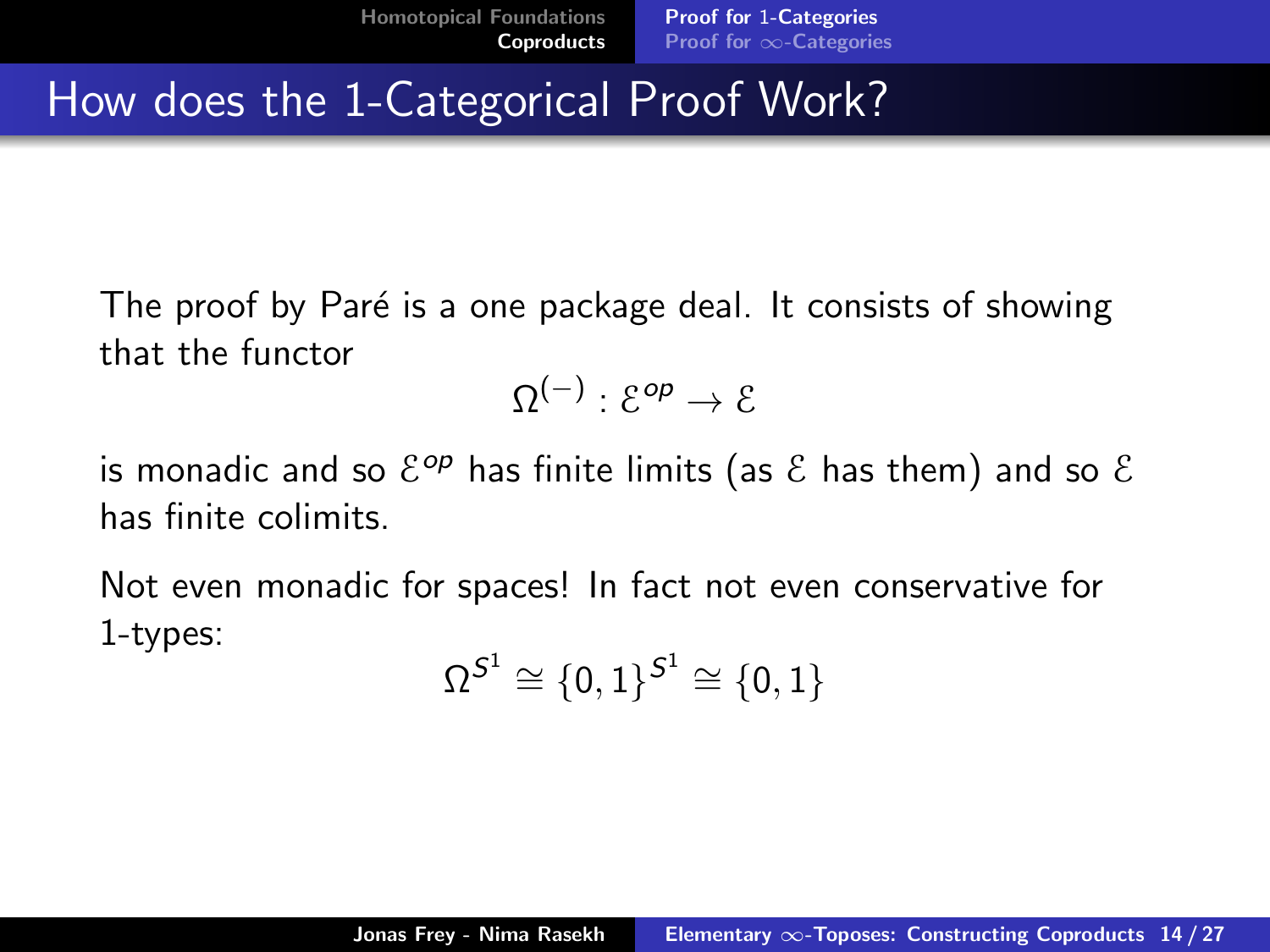# How does the 1-Categorical Proof Work?

The proof by Paré is a one package deal. It consists of showing that the functor

$$\Omega^{(-)} : \mathcal{E}^{op} \to \mathcal{E}$$

is monadic and so $\mathcal{E}^{op}$ has finite limits (as $\mathcal{E}$ has them) and so $\mathcal{E}$ has finite colimits.

Not even monadic for spaces! In fact not even conservative for 1-types:

$$\Omega^{S^1} \cong \{0,1\}^{S^1} \cong \{0,1\}$$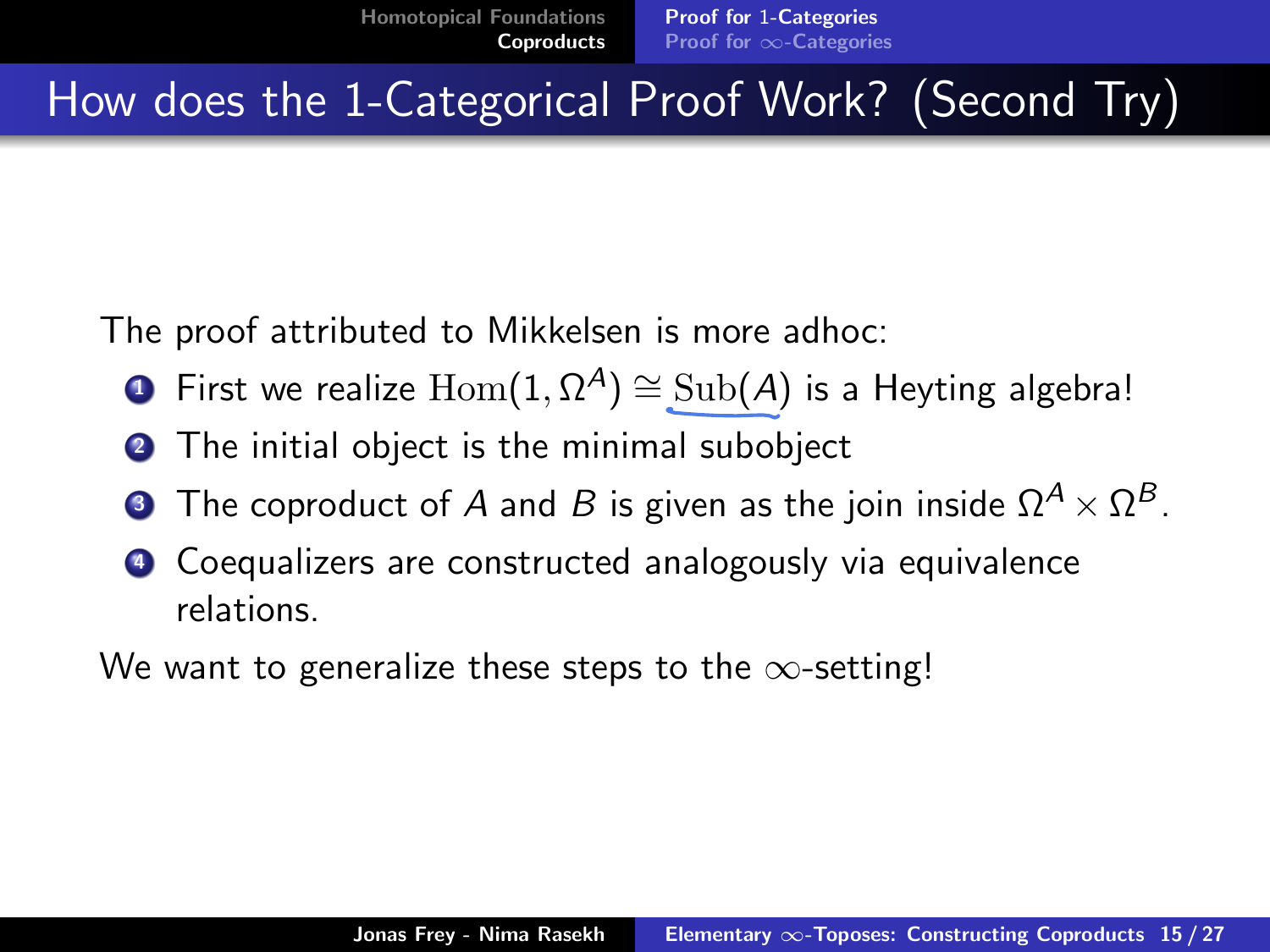# How does the 1-Categorical Proof Work? (Second Try)

The proof attributed to Mikkelsen is more adhoc:

1. First we realize $\mathrm{Hom}(1, \Omega^A) \cong \mathrm{Sub}(A)$ is a Heyting algebra!
2. The initial object is the minimal subobject
3. The coproduct of $A$ and $B$ is given as the join inside $\Omega^A \times \Omega^B$.
4. Coequalizers are constructed analogously via equivalence relations.

We want to generalize these steps to the $\infty$-setting!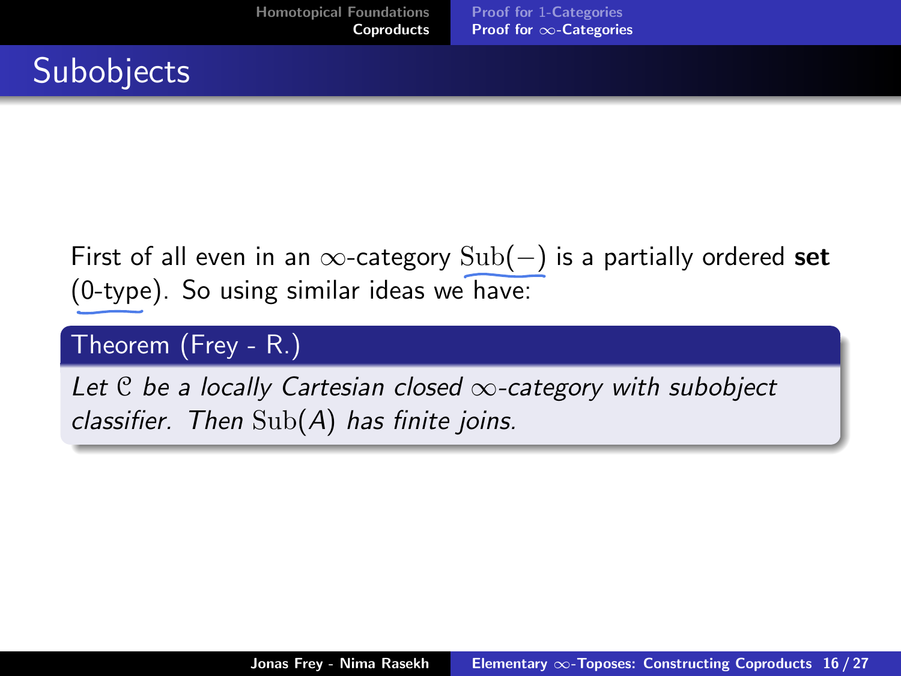# Subobjects

First of all even in an $\infty$-category $\mathrm{Sub}(-)$ is a partially ordered **set** (0-type). So using similar ideas we have:

**Theorem (Frey - R.)**

*Let $\mathcal{C}$ be a locally Cartesian closed $\infty$-category with subobject classifier. Then $\mathrm{Sub}(A)$ has finite joins.*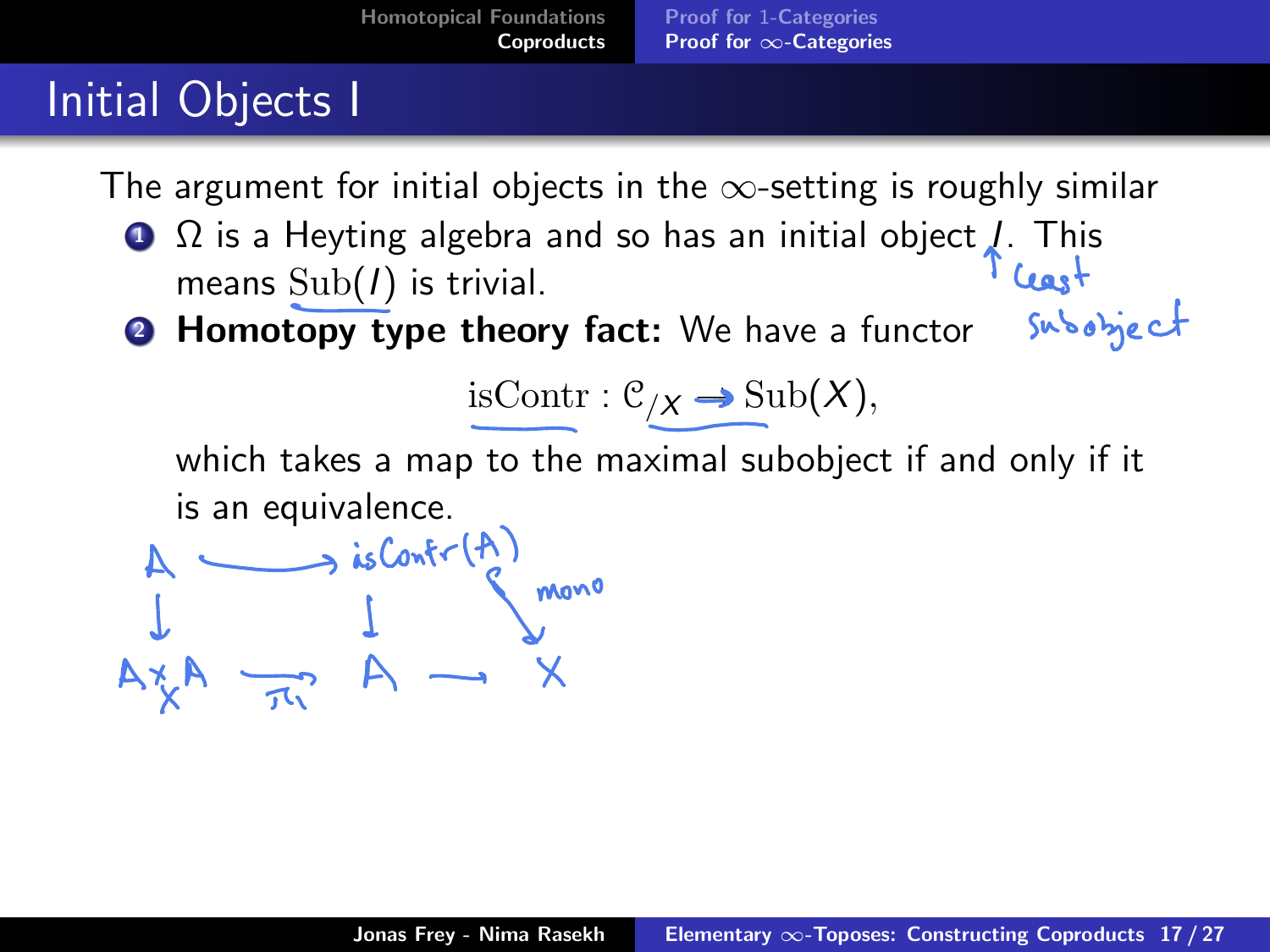# Initial Objects I

The argument for initial objects in the $\infty$-setting is roughly similar

1. $\Omega$ is a Heyting algebra and so has an initial object $I$. This means $\mathrm{Sub}(I)$ is trivial.
2. **Homotopy type theory fact:** We have a functor

$$\mathrm{isContr} : \mathcal{C}_{/X} \to \mathrm{Sub}(X),$$

which takes a map to the maximal subobject if and only if it is an equivalence.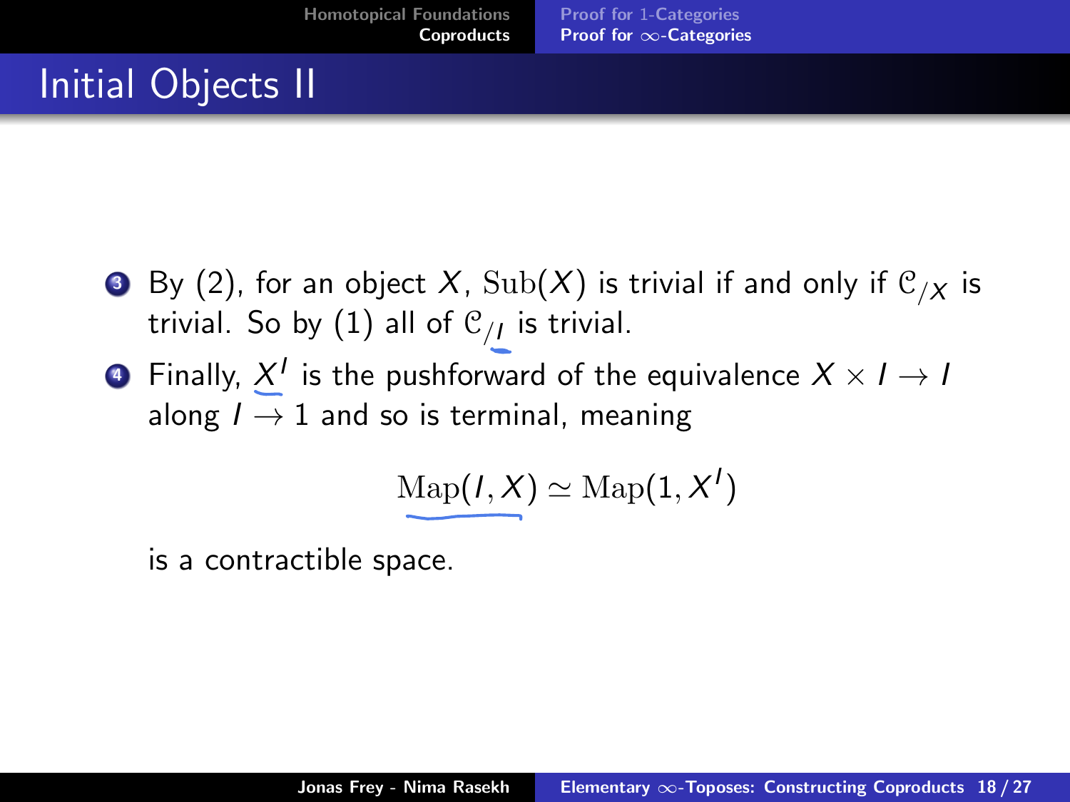# Initial Objects II

3. By (2), for an object $X$, $\mathrm{Sub}(X)$ is trivial if and only if $\mathcal{C}_{/X}$ is trivial. So by (1) all of $\mathcal{C}_{/I}$ is trivial.

4. Finally, $X^I$ is the pushforward of the equivalence $X \times I \to I$ along $I \to 1$ and so is terminal, meaning

$$\mathrm{Map}(I, X) \simeq \mathrm{Map}(1, X^I)$$

is a contractible space.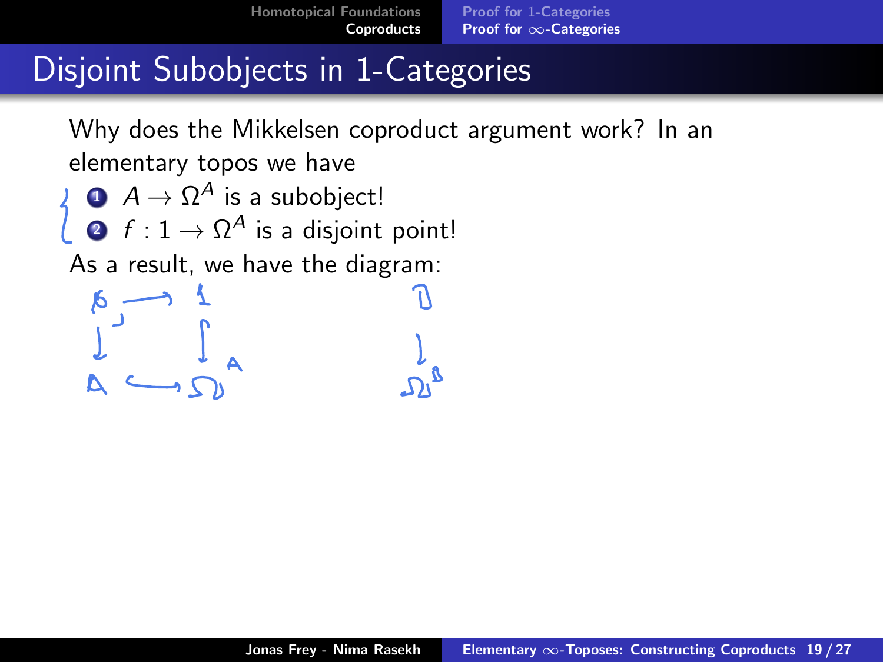# Disjoint Subobjects in 1-Categories

Why does the Mikkelsen coproduct argument work? In an elementary topos we have

1. $A \to \Omega^A$ is a subobject!
2. $f : 1 \to \Omega^A$ is a disjoint point!

As a result, we have the diagram: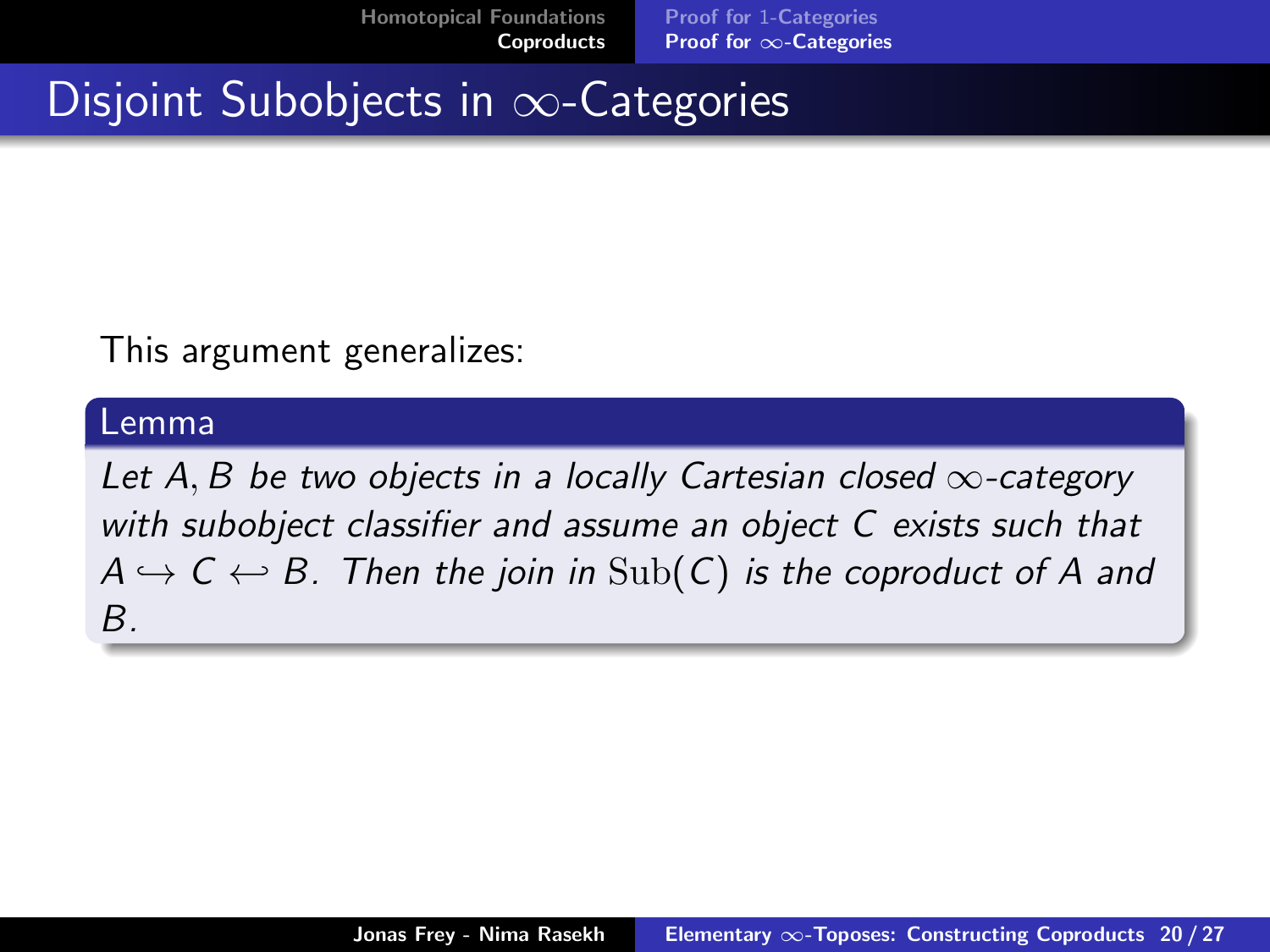# Disjoint Subobjects in $\infty$-Categories

This argument generalizes:

**Lemma**

*Let $A, B$ be two objects in a locally Cartesian closed $\infty$-category with subobject classifier and assume an object $C$ exists such that $A \hookrightarrow C \hookleftarrow B$. Then the join in $\mathrm{Sub}(C)$ is the coproduct of $A$ and $B$.*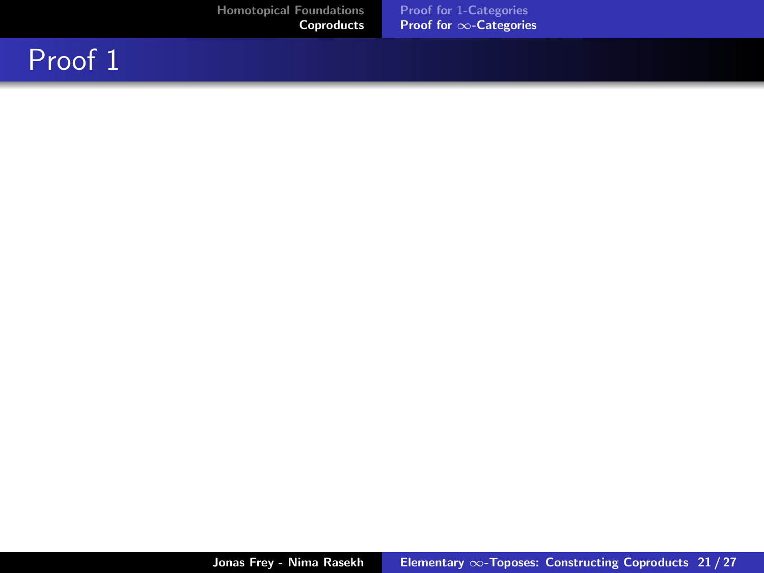# Proof 1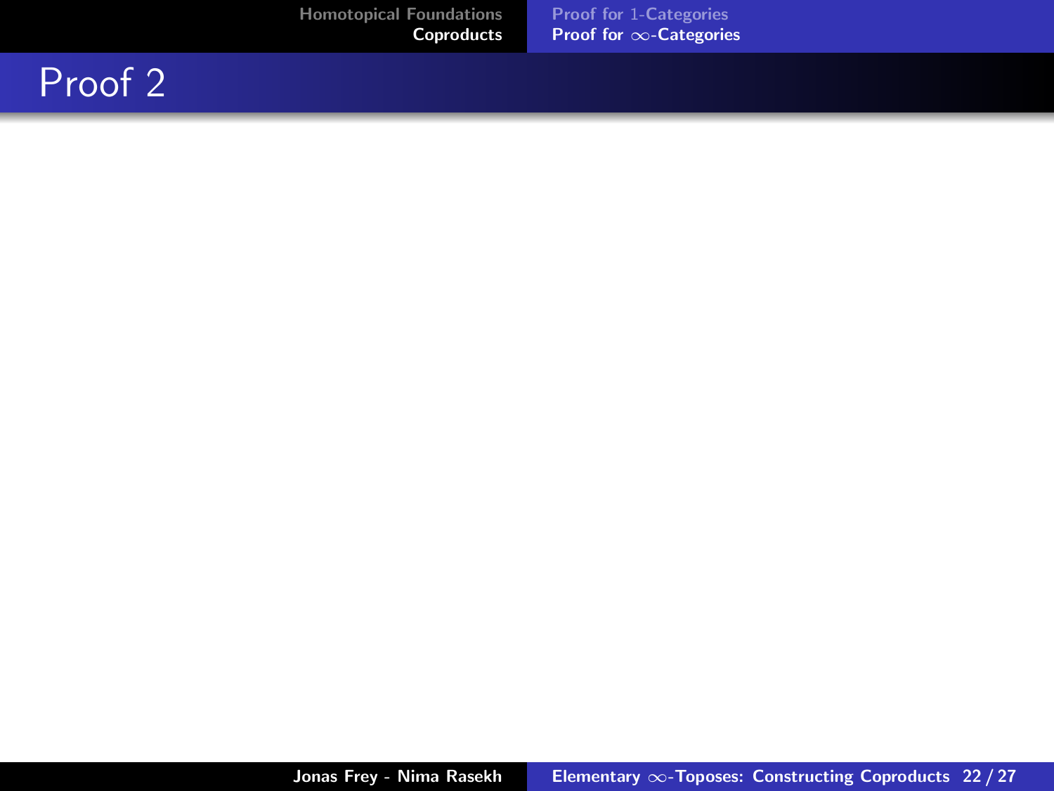# Proof 2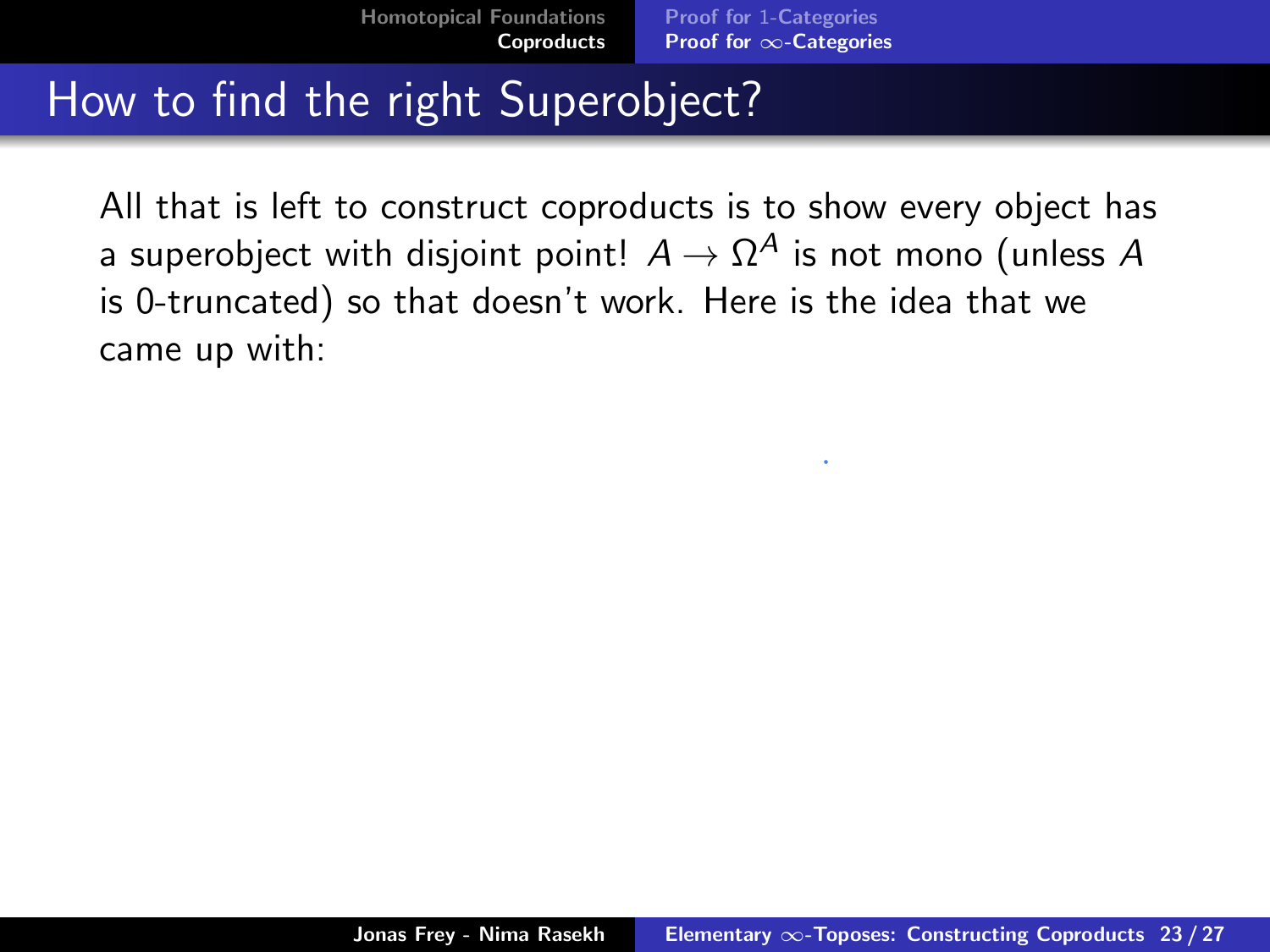# How to find the right Superobject?

All that is left to construct coproducts is to show every object has a superobject with disjoint point! $A \to \Omega^A$ is not mono (unless $A$ is 0-truncated) so that doesn't work. Here is the idea that we came up with: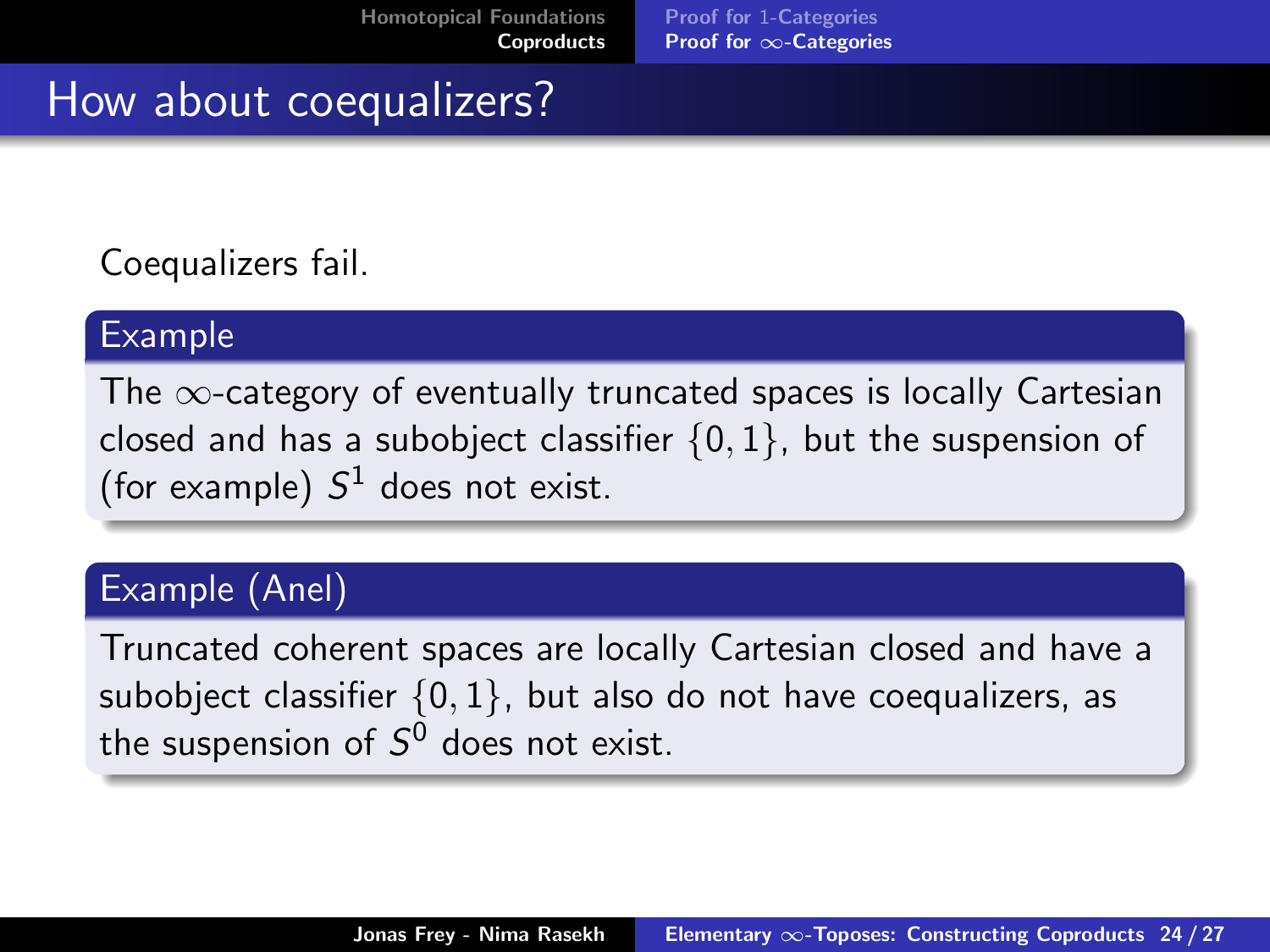# How about coequalizers?

Coequalizers fail.

**Example**

The $\infty$-category of eventually truncated spaces is locally Cartesian closed and has a subobject classifier $\{0, 1\}$, but the suspension of (for example) $S^1$ does not exist.

**Example (Anel)**

Truncated coherent spaces are locally Cartesian closed and have a subobject classifier $\{0, 1\}$, but also do not have coequalizers, as the suspension of $S^0$ does not exist.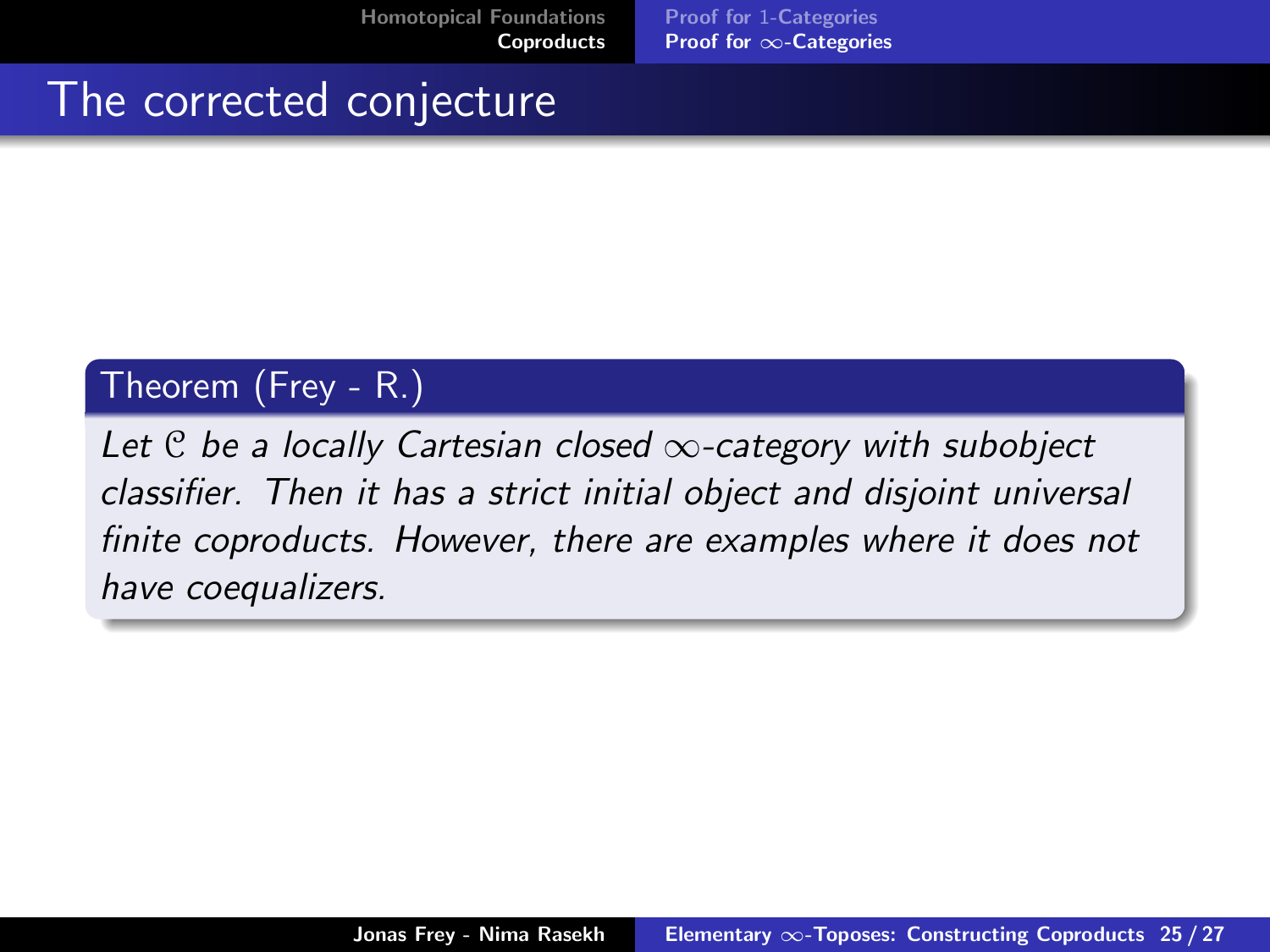# The corrected conjecture

**Theorem (Frey - R.)**

*Let $\mathcal{C}$ be a locally Cartesian closed $\infty$-category with subobject classifier. Then it has a strict initial object and disjoint universal finite coproducts. However, there are examples where it does not have coequalizers.*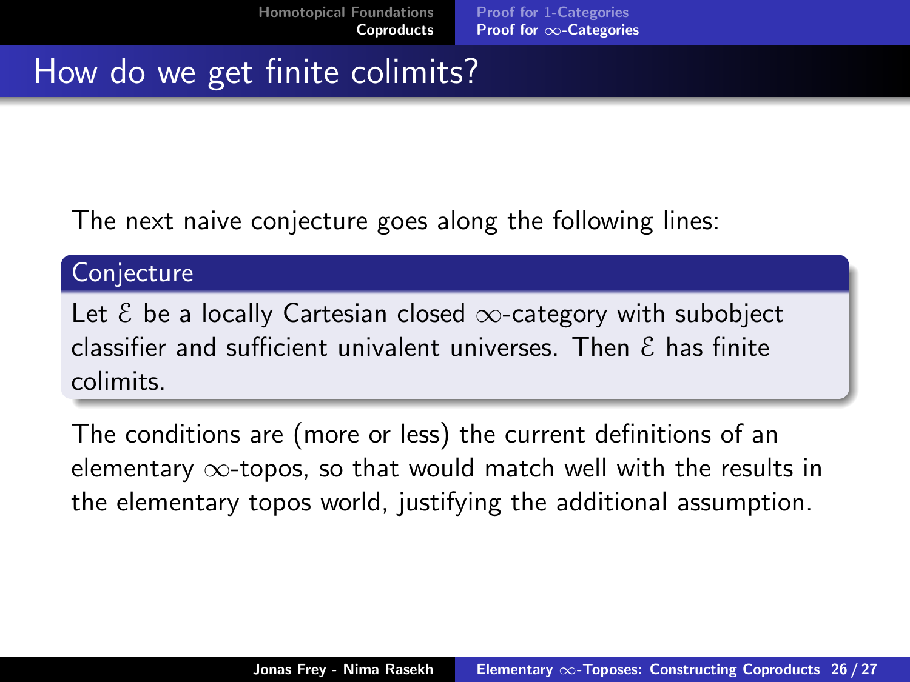# How do we get finite colimits?

The next naive conjecture goes along the following lines:

**Conjecture**

Let $\mathcal{E}$ be a locally Cartesian closed $\infty$-category with subobject classifier and sufficient univalent universes. Then $\mathcal{E}$ has finite colimits.

The conditions are (more or less) the current definitions of an elementary $\infty$-topos, so that would match well with the results in the elementary topos world, justifying the additional assumption.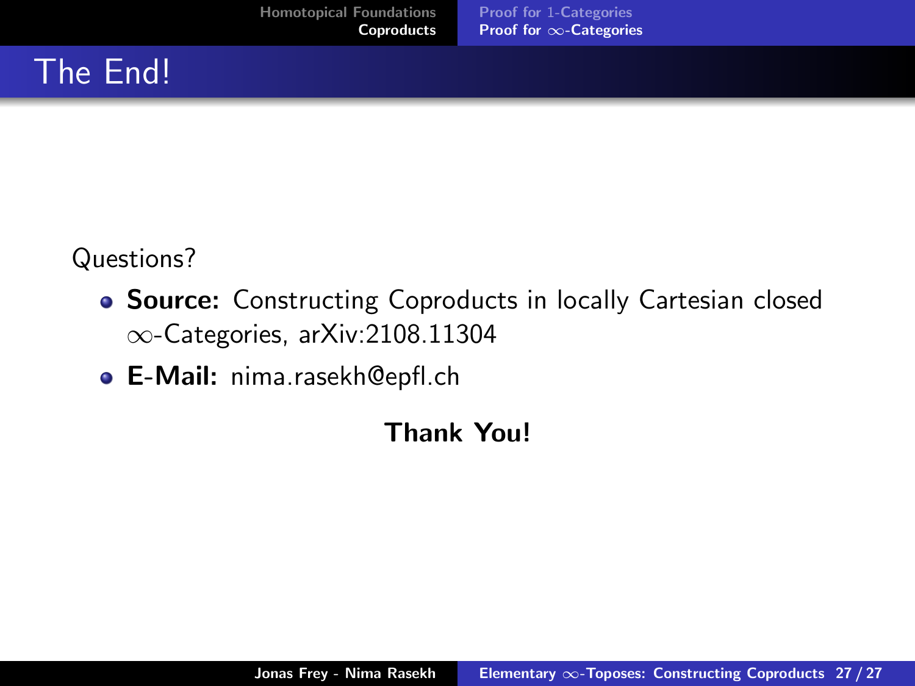# The End!

Questions?

- **Source:** Constructing Coproducts in locally Cartesian closed $\infty$-Categories, arXiv:2108.11304
- **E-Mail:** nima.rasekh@epfl.ch

**Thank You!**